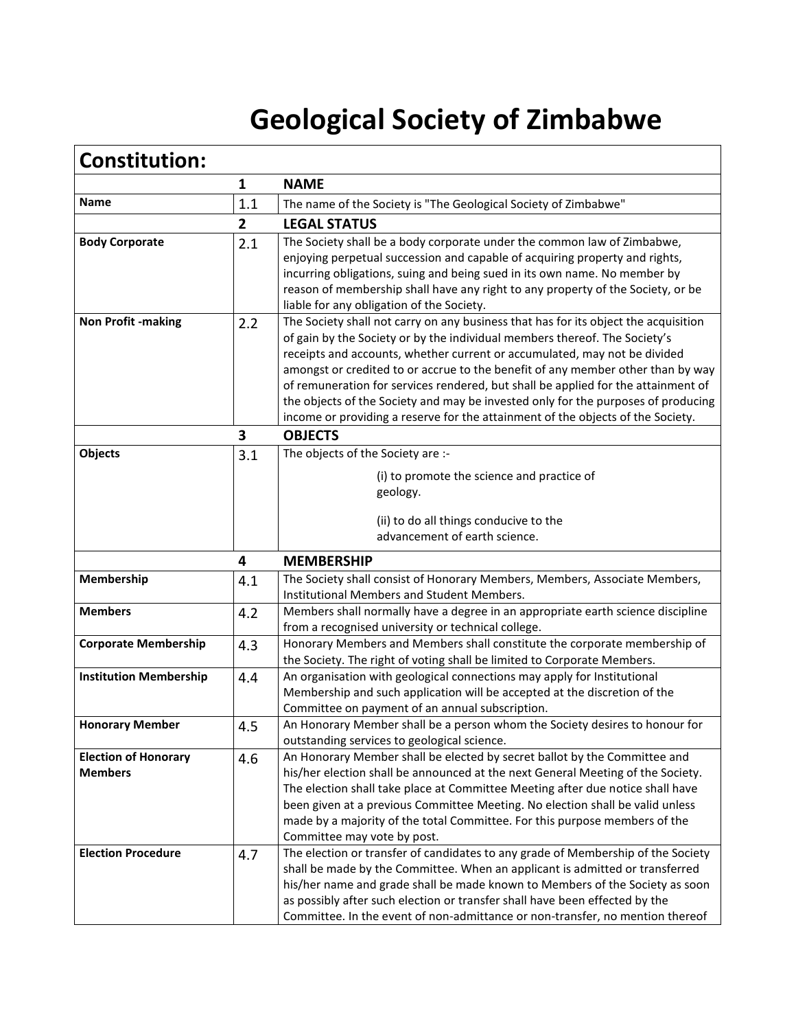# Geological Society of Zimbabwe

| Constitution: | | |
|---|---|---|
| | **1** | **NAME** |
| **Name** | 1.1 | The name of the Society is "The Geological Society of Zimbabwe" |
| | **2** | **LEGAL STATUS** |
| **Body Corporate** | 2.1 | The Society shall be a body corporate under the common law of Zimbabwe, enjoying perpetual succession and capable of acquiring property and rights, incurring obligations, suing and being sued in its own name. No member by reason of membership shall have any right to any property of the Society, or be liable for any obligation of the Society. |
| **Non Profit -making** | 2.2 | The Society shall not carry on any business that has for its object the acquisition of gain by the Society or by the individual members thereof. The Society's receipts and accounts, whether current or accumulated, may not be divided amongst or credited to or accrue to the benefit of any member other than by way of remuneration for services rendered, but shall be applied for the attainment of the objects of the Society and may be invested only for the purposes of producing income or providing a reserve for the attainment of the objects of the Society. |
| | **3** | **OBJECTS** |
| **Objects** | 3.1 | The objects of the Society are :- (i) to promote the science and practice of geology. (ii) to do all things conducive to the advancement of earth science. |
| | **4** | **MEMBERSHIP** |
| **Membership** | 4.1 | The Society shall consist of Honorary Members, Members, Associate Members, Institutional Members and Student Members. |
| **Members** | 4.2 | Members shall normally have a degree in an appropriate earth science discipline from a recognised university or technical college. |
| **Corporate Membership** | 4.3 | Honorary Members and Members shall constitute the corporate membership of the Society. The right of voting shall be limited to Corporate Members. |
| **Institution Membership** | 4.4 | An organisation with geological connections may apply for Institutional Membership and such application will be accepted at the discretion of the Committee on payment of an annual subscription. |
| **Honorary Member** | 4.5 | An Honorary Member shall be a person whom the Society desires to honour for outstanding services to geological science. |
| **Election of Honorary Members** | 4.6 | An Honorary Member shall be elected by secret ballot by the Committee and his/her election shall be announced at the next General Meeting of the Society. The election shall take place at Committee Meeting after due notice shall have been given at a previous Committee Meeting. No election shall be valid unless made by a majority of the total Committee. For this purpose members of the Committee may vote by post. |
| **Election Procedure** | 4.7 | The election or transfer of candidates to any grade of Membership of the Society shall be made by the Committee. When an applicant is admitted or transferred his/her name and grade shall be made known to Members of the Society as soon as possibly after such election or transfer shall have been effected by the Committee. In the event of non-admittance or non-transfer, no mention thereof |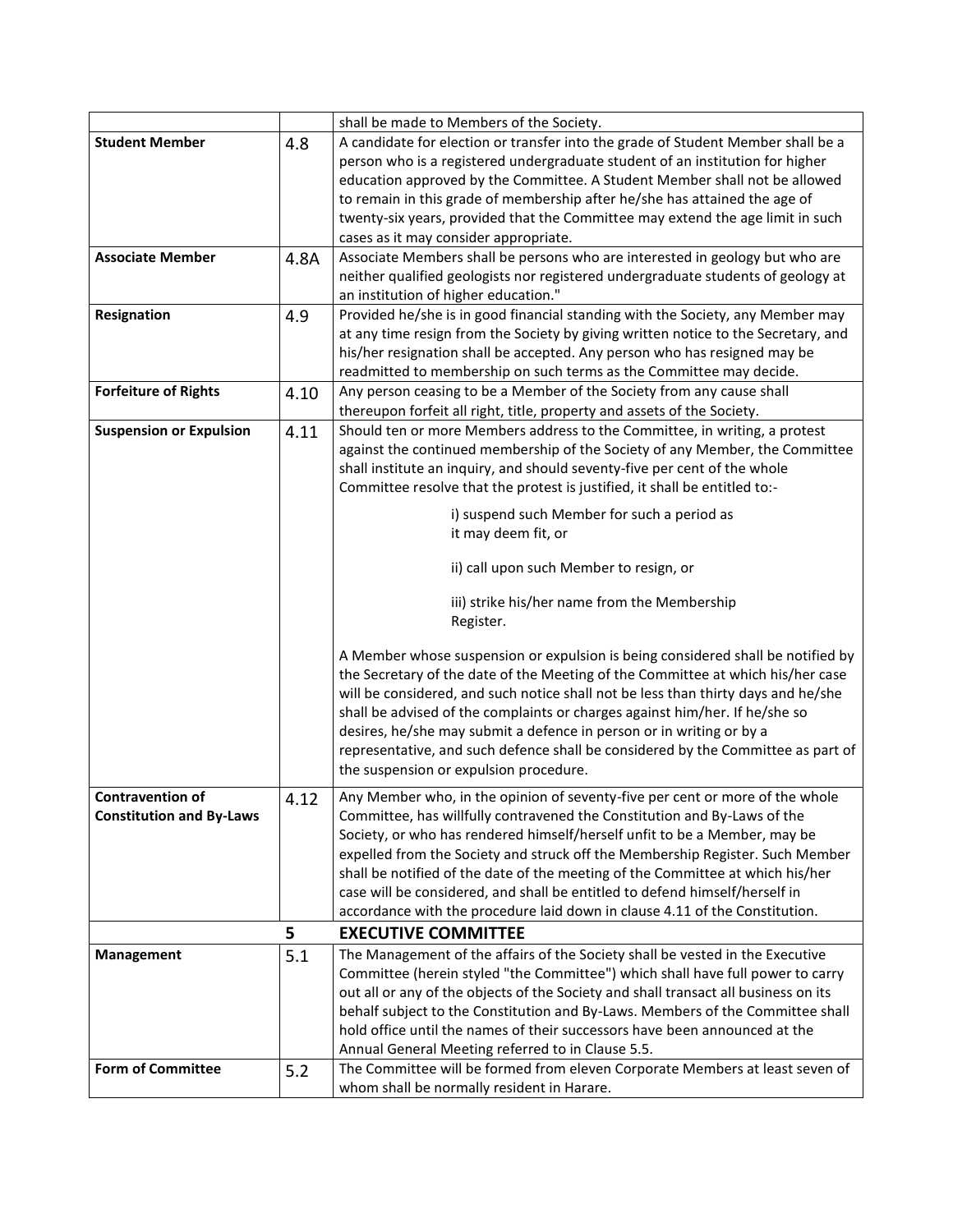| | | |
|---|---|---|
| | | shall be made to Members of the Society. |
| **Student Member** | 4.8 | A candidate for election or transfer into the grade of Student Member shall be a person who is a registered undergraduate student of an institution for higher education approved by the Committee. A Student Member shall not be allowed to remain in this grade of membership after he/she has attained the age of twenty-six years, provided that the Committee may extend the age limit in such cases as it may consider appropriate. |
| **Associate Member** | 4.8A | Associate Members shall be persons who are interested in geology but who are neither qualified geologists nor registered undergraduate students of geology at an institution of higher education." |
| **Resignation** | 4.9 | Provided he/she is in good financial standing with the Society, any Member may at any time resign from the Society by giving written notice to the Secretary, and his/her resignation shall be accepted. Any person who has resigned may be readmitted to membership on such terms as the Committee may decide. |
| **Forfeiture of Rights** | 4.10 | Any person ceasing to be a Member of the Society from any cause shall thereupon forfeit all right, title, property and assets of the Society. |
| **Suspension or Expulsion** | 4.11 | Should ten or more Members address to the Committee, in writing, a protest against the continued membership of the Society of any Member, the Committee shall institute an inquiry, and should seventy-five per cent of the whole Committee resolve that the protest is justified, it shall be entitled to:-<br><br>i) suspend such Member for such a period as it may deem fit, or<br><br>ii) call upon such Member to resign, or<br><br>iii) strike his/her name from the Membership Register.<br><br>A Member whose suspension or expulsion is being considered shall be notified by the Secretary of the date of the Meeting of the Committee at which his/her case will be considered, and such notice shall not be less than thirty days and he/she shall be advised of the complaints or charges against him/her. If he/she so desires, he/she may submit a defence in person or in writing or by a representative, and such defence shall be considered by the Committee as part of the suspension or expulsion procedure. |
| **Contravention of Constitution and By-Laws** | 4.12 | Any Member who, in the opinion of seventy-five per cent or more of the whole Committee, has willfully contravened the Constitution and By-Laws of the Society, or who has rendered himself/herself unfit to be a Member, may be expelled from the Society and struck off the Membership Register. Such Member shall be notified of the date of the meeting of the Committee at which his/her case will be considered, and shall be entitled to defend himself/herself in accordance with the procedure laid down in clause 4.11 of the Constitution. |
| | **5** | **EXECUTIVE COMMITTEE** |
| **Management** | 5.1 | The Management of the affairs of the Society shall be vested in the Executive Committee (herein styled "the Committee") which shall have full power to carry out all or any of the objects of the Society and shall transact all business on its behalf subject to the Constitution and By-Laws. Members of the Committee shall hold office until the names of their successors have been announced at the Annual General Meeting referred to in Clause 5.5. |
| **Form of Committee** | 5.2 | The Committee will be formed from eleven Corporate Members at least seven of whom shall be normally resident in Harare. |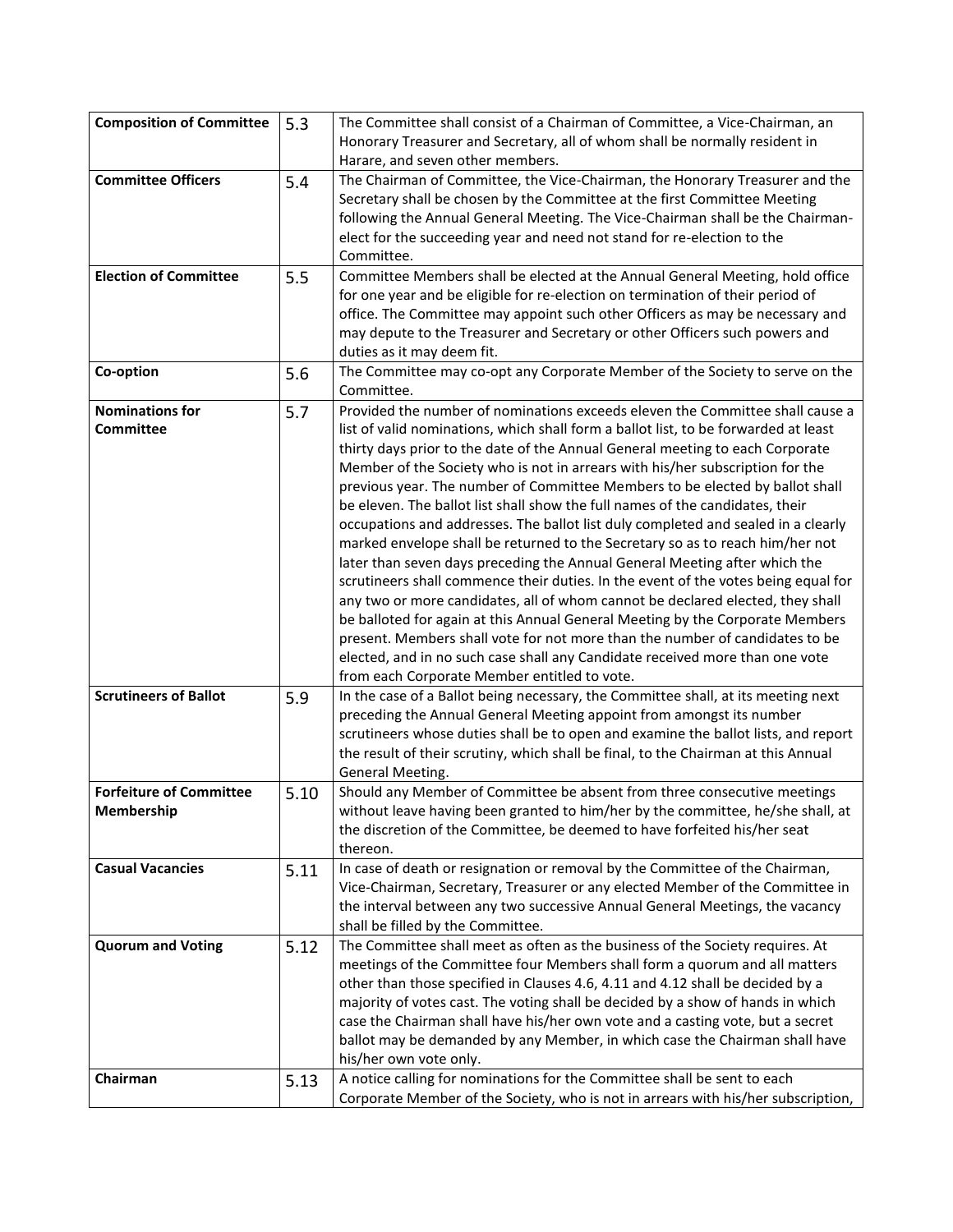| | | |
|---|---|---|
| **Composition of Committee** | 5.3 | The Committee shall consist of a Chairman of Committee, a Vice-Chairman, an Honorary Treasurer and Secretary, all of whom shall be normally resident in Harare, and seven other members. |
| **Committee Officers** | 5.4 | The Chairman of Committee, the Vice-Chairman, the Honorary Treasurer and the Secretary shall be chosen by the Committee at the first Committee Meeting following the Annual General Meeting. The Vice-Chairman shall be the Chairman-elect for the succeeding year and need not stand for re-election to the Committee. |
| **Election of Committee** | 5.5 | Committee Members shall be elected at the Annual General Meeting, hold office for one year and be eligible for re-election on termination of their period of office. The Committee may appoint such other Officers as may be necessary and may depute to the Treasurer and Secretary or other Officers such powers and duties as it may deem fit. |
| **Co-option** | 5.6 | The Committee may co-opt any Corporate Member of the Society to serve on the Committee. |
| **Nominations for Committee** | 5.7 | Provided the number of nominations exceeds eleven the Committee shall cause a list of valid nominations, which shall form a ballot list, to be forwarded at least thirty days prior to the date of the Annual General meeting to each Corporate Member of the Society who is not in arrears with his/her subscription for the previous year. The number of Committee Members to be elected by ballot shall be eleven. The ballot list shall show the full names of the candidates, their occupations and addresses. The ballot list duly completed and sealed in a clearly marked envelope shall be returned to the Secretary so as to reach him/her not later than seven days preceding the Annual General Meeting after which the scrutineers shall commence their duties. In the event of the votes being equal for any two or more candidates, all of whom cannot be declared elected, they shall be balloted for again at this Annual General Meeting by the Corporate Members present. Members shall vote for not more than the number of candidates to be elected, and in no such case shall any Candidate received more than one vote from each Corporate Member entitled to vote. |
| **Scrutineers of Ballot** | 5.9 | In the case of a Ballot being necessary, the Committee shall, at its meeting next preceding the Annual General Meeting appoint from amongst its number scrutineers whose duties shall be to open and examine the ballot lists, and report the result of their scrutiny, which shall be final, to the Chairman at this Annual General Meeting. |
| **Forfeiture of Committee Membership** | 5.10 | Should any Member of Committee be absent from three consecutive meetings without leave having been granted to him/her by the committee, he/she shall, at the discretion of the Committee, be deemed to have forfeited his/her seat thereon. |
| **Casual Vacancies** | 5.11 | In case of death or resignation or removal by the Committee of the Chairman, Vice-Chairman, Secretary, Treasurer or any elected Member of the Committee in the interval between any two successive Annual General Meetings, the vacancy shall be filled by the Committee. |
| **Quorum and Voting** | 5.12 | The Committee shall meet as often as the business of the Society requires. At meetings of the Committee four Members shall form a quorum and all matters other than those specified in Clauses 4.6, 4.11 and 4.12 shall be decided by a majority of votes cast. The voting shall be decided by a show of hands in which case the Chairman shall have his/her own vote and a casting vote, but a secret ballot may be demanded by any Member, in which case the Chairman shall have his/her own vote only. |
| **Chairman** | 5.13 | A notice calling for nominations for the Committee shall be sent to each Corporate Member of the Society, who is not in arrears with his/her subscription, |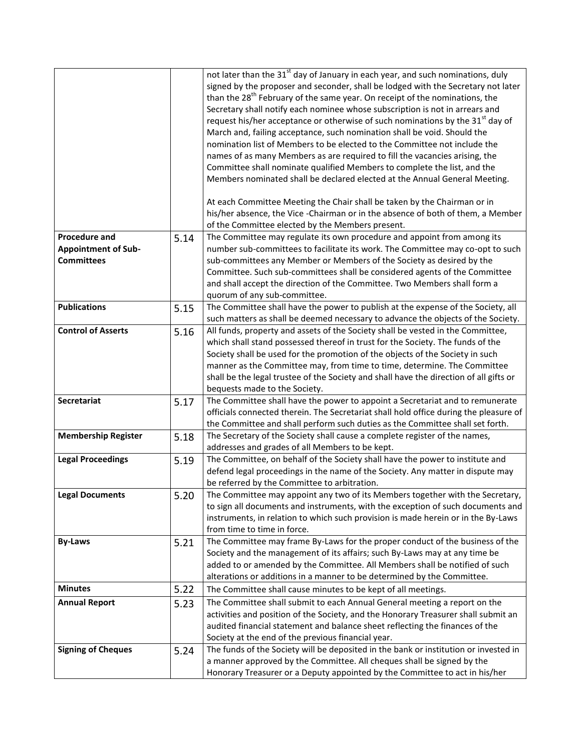| | | |
|---|---|---|
| | | not later than the 31st day of January in each year, and such nominations, duly signed by the proposer and seconder, shall be lodged with the Secretary not later than the 28th February of the same year. On receipt of the nominations, the Secretary shall notify each nominee whose subscription is not in arrears and request his/her acceptance or otherwise of such nominations by the 31st day of March and, failing acceptance, such nomination shall be void. Should the nomination list of Members to be elected to the Committee not include the names of as many Members as are required to fill the vacancies arising, the Committee shall nominate qualified Members to complete the list, and the Members nominated shall be declared elected at the Annual General Meeting.<br><br>At each Committee Meeting the Chair shall be taken by the Chairman or in his/her absence, the Vice -Chairman or in the absence of both of them, a Member of the Committee elected by the Members present. |
| **Procedure and Appointment of Sub-Committees** | 5.14 | The Committee may regulate its own procedure and appoint from among its number sub-committees to facilitate its work. The Committee may co-opt to such sub-committees any Member or Members of the Society as desired by the Committee. Such sub-committees shall be considered agents of the Committee and shall accept the direction of the Committee. Two Members shall form a quorum of any sub-committee. |
| **Publications** | 5.15 | The Committee shall have the power to publish at the expense of the Society, all such matters as shall be deemed necessary to advance the objects of the Society. |
| **Control of Asserts** | 5.16 | All funds, property and assets of the Society shall be vested in the Committee, which shall stand possessed thereof in trust for the Society. The funds of the Society shall be used for the promotion of the objects of the Society in such manner as the Committee may, from time to time, determine. The Committee shall be the legal trustee of the Society and shall have the direction of all gifts or bequests made to the Society. |
| **Secretariat** | 5.17 | The Committee shall have the power to appoint a Secretariat and to remunerate officials connected therein. The Secretariat shall hold office during the pleasure of the Committee and shall perform such duties as the Committee shall set forth. |
| **Membership Register** | 5.18 | The Secretary of the Society shall cause a complete register of the names, addresses and grades of all Members to be kept. |
| **Legal Proceedings** | 5.19 | The Committee, on behalf of the Society shall have the power to institute and defend legal proceedings in the name of the Society. Any matter in dispute may be referred by the Committee to arbitration. |
| **Legal Documents** | 5.20 | The Committee may appoint any two of its Members together with the Secretary, to sign all documents and instruments, with the exception of such documents and instruments, in relation to which such provision is made herein or in the By-Laws from time to time in force. |
| **By-Laws** | 5.21 | The Committee may frame By-Laws for the proper conduct of the business of the Society and the management of its affairs; such By-Laws may at any time be added to or amended by the Committee. All Members shall be notified of such alterations or additions in a manner to be determined by the Committee. |
| **Minutes** | 5.22 | The Committee shall cause minutes to be kept of all meetings. |
| **Annual Report** | 5.23 | The Committee shall submit to each Annual General meeting a report on the activities and position of the Society, and the Honorary Treasurer shall submit an audited financial statement and balance sheet reflecting the finances of the Society at the end of the previous financial year. |
| **Signing of Cheques** | 5.24 | The funds of the Society will be deposited in the bank or institution or invested in a manner approved by the Committee. All cheques shall be signed by the Honorary Treasurer or a Deputy appointed by the Committee to act in his/her |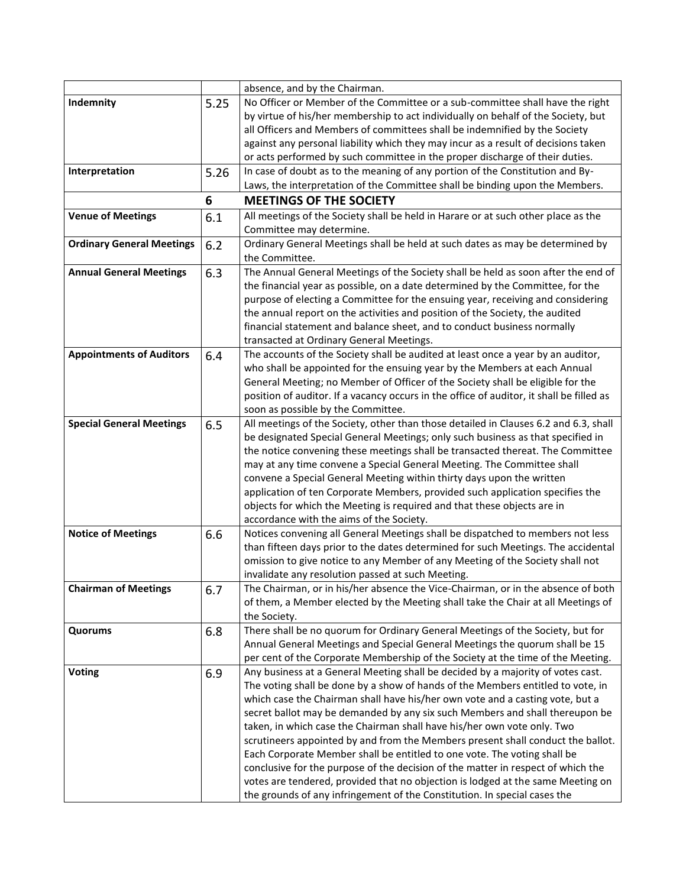| | | |
|---|---|---|
| | | absence, and by the Chairman. |
| **Indemnity** | 5.25 | No Officer or Member of the Committee or a sub-committee shall have the right by virtue of his/her membership to act individually on behalf of the Society, but all Officers and Members of committees shall be indemnified by the Society against any personal liability which they may incur as a result of decisions taken or acts performed by such committee in the proper discharge of their duties. |
| **Interpretation** | 5.26 | In case of doubt as to the meaning of any portion of the Constitution and By-Laws, the interpretation of the Committee shall be binding upon the Members. |
| | **6** | **MEETINGS OF THE SOCIETY** |
| **Venue of Meetings** | 6.1 | All meetings of the Society shall be held in Harare or at such other place as the Committee may determine. |
| **Ordinary General Meetings** | 6.2 | Ordinary General Meetings shall be held at such dates as may be determined by the Committee. |
| **Annual General Meetings** | 6.3 | The Annual General Meetings of the Society shall be held as soon after the end of the financial year as possible, on a date determined by the Committee, for the purpose of electing a Committee for the ensuing year, receiving and considering the annual report on the activities and position of the Society, the audited financial statement and balance sheet, and to conduct business normally transacted at Ordinary General Meetings. |
| **Appointments of Auditors** | 6.4 | The accounts of the Society shall be audited at least once a year by an auditor, who shall be appointed for the ensuing year by the Members at each Annual General Meeting; no Member of Officer of the Society shall be eligible for the position of auditor. If a vacancy occurs in the office of auditor, it shall be filled as soon as possible by the Committee. |
| **Special General Meetings** | 6.5 | All meetings of the Society, other than those detailed in Clauses 6.2 and 6.3, shall be designated Special General Meetings; only such business as that specified in the notice convening these meetings shall be transacted thereat. The Committee may at any time convene a Special General Meeting. The Committee shall convene a Special General Meeting within thirty days upon the written application of ten Corporate Members, provided such application specifies the objects for which the Meeting is required and that these objects are in accordance with the aims of the Society. |
| **Notice of Meetings** | 6.6 | Notices convening all General Meetings shall be dispatched to members not less than fifteen days prior to the dates determined for such Meetings. The accidental omission to give notice to any Member of any Meeting of the Society shall not invalidate any resolution passed at such Meeting. |
| **Chairman of Meetings** | 6.7 | The Chairman, or in his/her absence the Vice-Chairman, or in the absence of both of them, a Member elected by the Meeting shall take the Chair at all Meetings of the Society. |
| **Quorums** | 6.8 | There shall be no quorum for Ordinary General Meetings of the Society, but for Annual General Meetings and Special General Meetings the quorum shall be 15 per cent of the Corporate Membership of the Society at the time of the Meeting. |
| **Voting** | 6.9 | Any business at a General Meeting shall be decided by a majority of votes cast. The voting shall be done by a show of hands of the Members entitled to vote, in which case the Chairman shall have his/her own vote and a casting vote, but a secret ballot may be demanded by any six such Members and shall thereupon be taken, in which case the Chairman shall have his/her own vote only. Two scrutineers appointed by and from the Members present shall conduct the ballot. Each Corporate Member shall be entitled to one vote. The voting shall be conclusive for the purpose of the decision of the matter in respect of which the votes are tendered, provided that no objection is lodged at the same Meeting on the grounds of any infringement of the Constitution. In special cases the |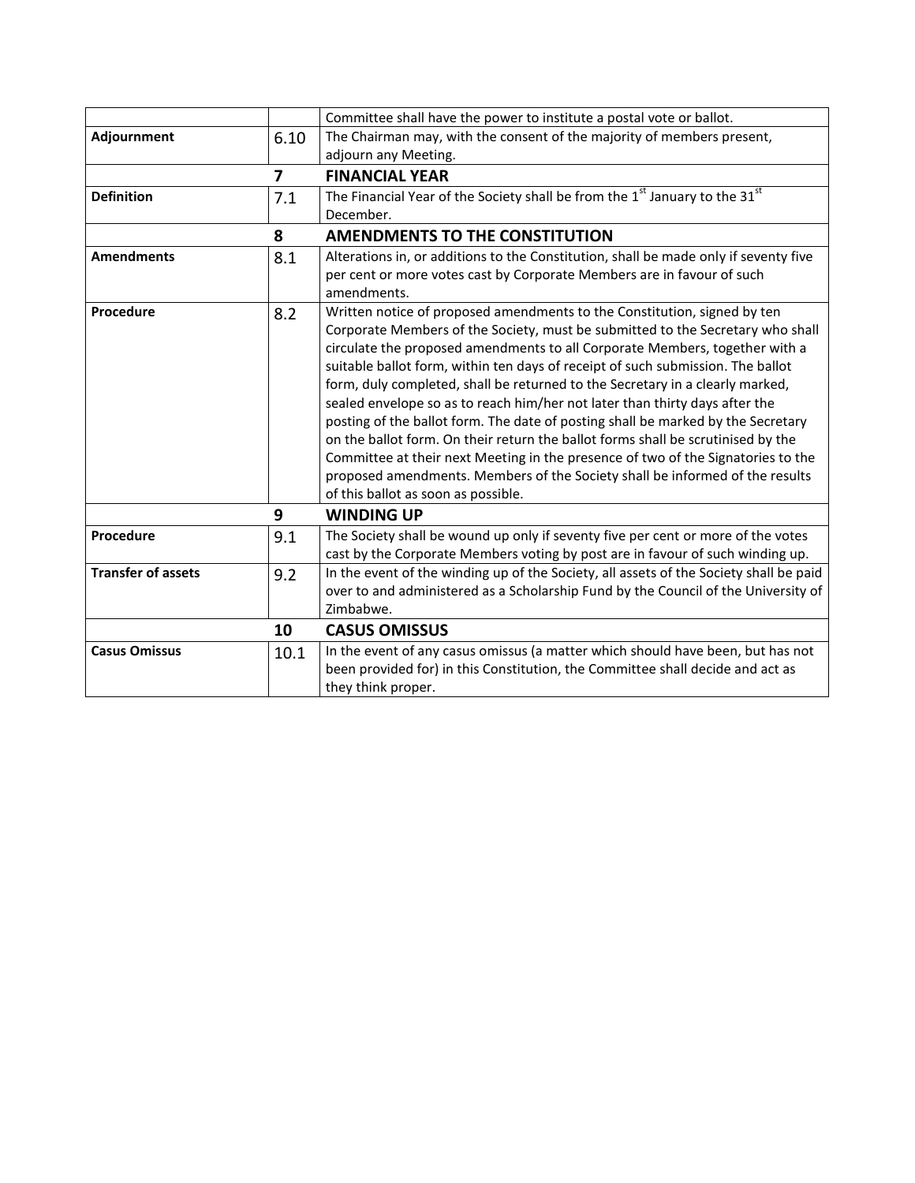| | | |
|---|---|---|
| | | Committee shall have the power to institute a postal vote or ballot. |
| **Adjournment** | 6.10 | The Chairman may, with the consent of the majority of members present, adjourn any Meeting. |
| | **7** | **FINANCIAL YEAR** |
| **Definition** | 7.1 | The Financial Year of the Society shall be from the 1st January to the 31st December. |
| | **8** | **AMENDMENTS TO THE CONSTITUTION** |
| **Amendments** | 8.1 | Alterations in, or additions to the Constitution, shall be made only if seventy five per cent or more votes cast by Corporate Members are in favour of such amendments. |
| **Procedure** | 8.2 | Written notice of proposed amendments to the Constitution, signed by ten Corporate Members of the Society, must be submitted to the Secretary who shall circulate the proposed amendments to all Corporate Members, together with a suitable ballot form, within ten days of receipt of such submission. The ballot form, duly completed, shall be returned to the Secretary in a clearly marked, sealed envelope so as to reach him/her not later than thirty days after the posting of the ballot form. The date of posting shall be marked by the Secretary on the ballot form. On their return the ballot forms shall be scrutinised by the Committee at their next Meeting in the presence of two of the Signatories to the proposed amendments. Members of the Society shall be informed of the results of this ballot as soon as possible. |
| | **9** | **WINDING UP** |
| **Procedure** | 9.1 | The Society shall be wound up only if seventy five per cent or more of the votes cast by the Corporate Members voting by post are in favour of such winding up. |
| **Transfer of assets** | 9.2 | In the event of the winding up of the Society, all assets of the Society shall be paid over to and administered as a Scholarship Fund by the Council of the University of Zimbabwe. |
| | **10** | **CASUS OMISSUS** |
| **Casus Omissus** | 10.1 | In the event of any casus omissus (a matter which should have been, but has not been provided for) in this Constitution, the Committee shall decide and act as they think proper. |